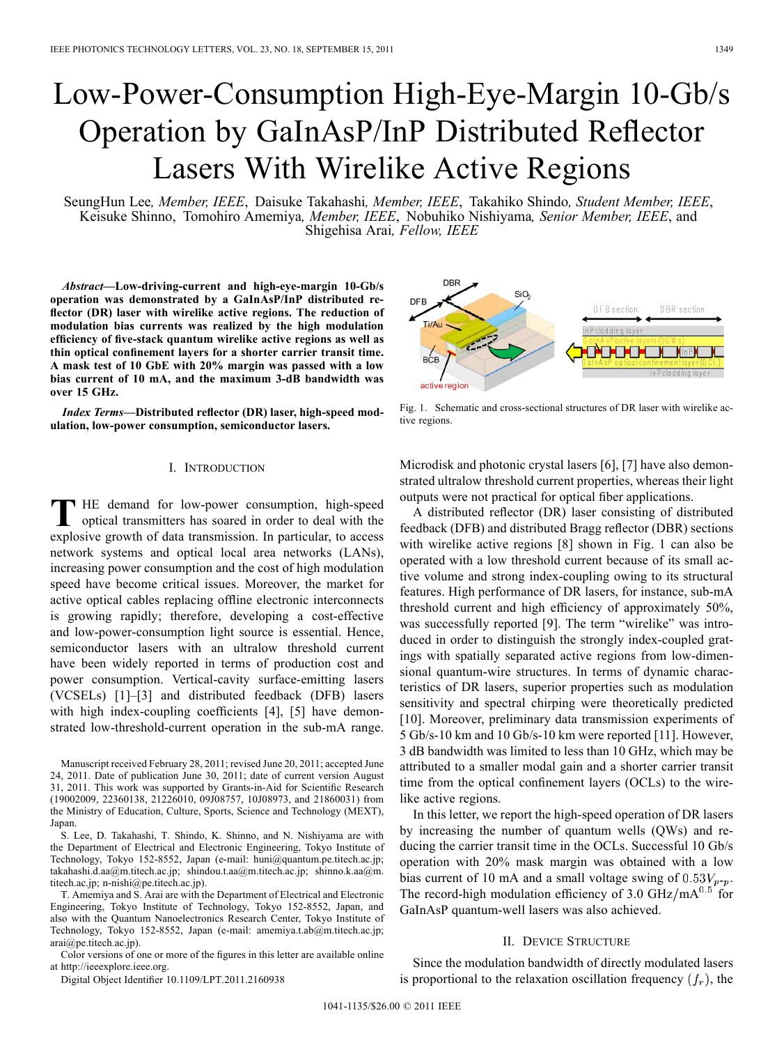# Low-Power-Consumption High-Eye-Margin 10-Gb/s Operation by GaInAsP/InP Distributed Reflector Lasers With Wirelike Active Regions

SeungHun Lee, *Member, IEEE*, Daisuke Takahashi, *Member, IEEE*, Takahiko Shindo, *Student Member, IEEE*, Keisuke Shinno, Tomohiro Amemiya, *Member, IEEE*, Nobuhiko Nishiyama, *Senior Member, IEEE*, and Shigehisa Arai, *Fellow, IEEE*

***Abstract*—Low-driving-current and high-eye-margin 10-Gb/s operation was demonstrated by a GaInAsP/InP distributed reflector (DR) laser with wirelike active regions. The reduction of modulation bias currents was realized by the high modulation efficiency of five-stack quantum wirelike active regions as well as thin optical confinement layers for a shorter carrier transit time. A mask test of 10 GbE with 20% margin was passed with a low bias current of 10 mA, and the maximum 3-dB bandwidth was over 15 GHz.**

***Index Terms*—Distributed reflector (DR) laser, high-speed modulation, low-power consumption, semiconductor lasers.**

## I. Introduction

THE demand for low-power consumption, high-speed optical transmitters has soared in order to deal with the explosive growth of data transmission. In particular, to access network systems and optical local area networks (LANs), increasing power consumption and the cost of high modulation speed have become critical issues. Moreover, the market for active optical cables replacing offline electronic interconnects is growing rapidly; therefore, developing a cost-effective and low-power-consumption light source is essential. Hence, semiconductor lasers with an ultralow threshold current have been widely reported in terms of production cost and power consumption. Vertical-cavity surface-emitting lasers (VCSELs) [1]–[3] and distributed feedback (DFB) lasers with high index-coupling coefficients [4], [5] have demonstrated low-threshold-current operation in the sub-mA range. Microdisk and photonic crystal lasers [6], [7] have also demonstrated ultralow threshold current properties, whereas their light outputs were not practical for optical fiber applications.

A distributed reflector (DR) laser consisting of distributed feedback (DFB) and distributed Bragg reflector (DBR) sections with wirelike active regions [8] shown in Fig. 1 can also be operated with a low threshold current because of its small active volume and strong index-coupling owing to its structural features. High performance of DR lasers, for instance, sub-mA threshold current and high efficiency of approximately 50%, was successfully reported [9]. The term "wirelike" was introduced in order to distinguish the strongly index-coupled gratings with spatially separated active regions from low-dimensional quantum-wire structures. In terms of dynamic characteristics of DR lasers, superior properties such as modulation sensitivity and spectral chirping were theoretically predicted [10]. Moreover, preliminary data transmission experiments of 5 Gb/s-10 km and 10 Gb/s-10 km were reported [11]. However, 3 dB bandwidth was limited to less than 10 GHz, which may be attributed to a smaller modal gain and a shorter carrier transit time from the optical confinement layers (OCLs) to the wirelike active regions.

In this letter, we report the high-speed operation of DR lasers by increasing the number of quantum wells (QWs) and reducing the carrier transit time in the OCLs. Successful 10 Gb/s operation with 20% mask margin was obtained with a low bias current of 10 mA and a small voltage swing of $0.53V_{p-p}$. The record-high modulation efficiency of 3.0 GHz/mA$^{0.5}$ for GaInAsP quantum-well lasers was also achieved.

DBR
DFB
SiO$_2$
Ti/Au
BCB
active region
DFB section
DBR section
InP cladding layer
GaInAsP active layers (5QWs)
InP
GaInAsP optical confinement layer (OCL)
InP cladding layer

Fig. 1. Schematic and cross-sectional structures of DR laser with wirelike active regions.

## II. Device Structure

Since the modulation bandwidth of directly modulated lasers is proportional to the relaxation oscillation frequency ($f_r$), the

---

Manuscript received February 28, 2011; revised June 20, 2011; accepted June 24, 2011. Date of publication June 30, 2011; date of current version August 31, 2011. This work was supported by Grants-in-Aid for Scientific Research (19002009, 22360138, 21226010, 09J08757, 10J08973, and 21860031) from the Ministry of Education, Culture, Sports, Science and Technology (MEXT), Japan.

S. Lee, D. Takahashi, T. Shindo, K. Shinno, and N. Nishiyama are with the Department of Electrical and Electronic Engineering, Tokyo Institute of Technology, Tokyo 152-8552, Japan (e-mail: huni@quantum.pe.titech.ac.jp; takahashi.d.aa@m.titech.ac.jp; shindou.t.aa@m.titech.ac.jp; shinno.k.aa@m.titech.ac.jp; n-nishi@pe.titech.ac.jp).

T. Amemiya and S. Arai are with the Department of Electrical and Electronic Engineering, Tokyo Institute of Technology, Tokyo 152-8552, Japan, and also with the Quantum Nanoelectronics Research Center, Tokyo Institute of Technology, Tokyo 152-8552, Japan (e-mail: amemiya.t.ab@m.titech.ac.jp; arai@pe.titech.ac.jp).

Color versions of one or more of the figures in this letter are available online at http://ieeexplore.ieee.org.

Digital Object Identifier 10.1109/LPT.2011.2160938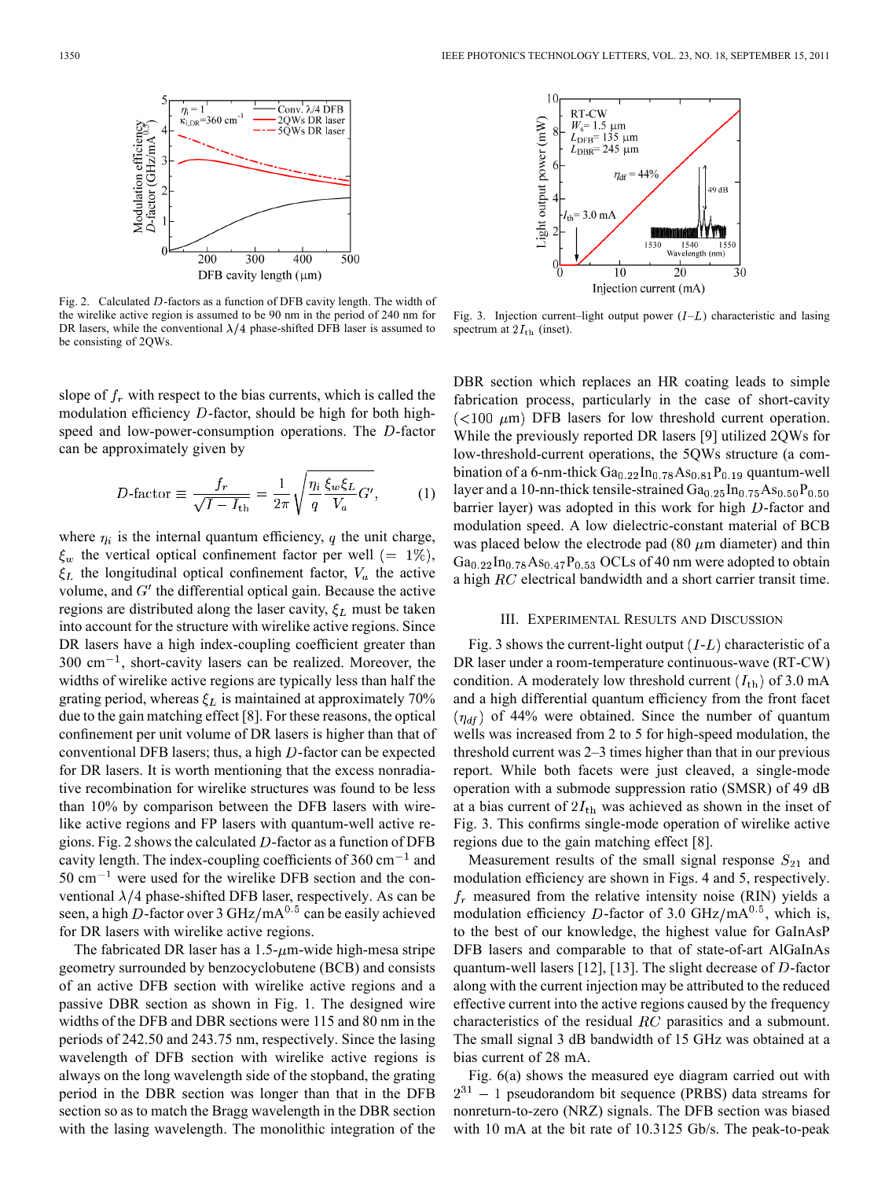$\eta_i = 1$

$\kappa_{i,DR}$=360 cm$^{-1}$

Conv. $\lambda/4$ DFB

2QWs DR laser

5QWs DR laser

Modulation efficiency D-factor (GHz/mA$^{0.5}$)

DFB cavity length ($\mu$m)

Fig. 2. Calculated $D$-factors as a function of DFB cavity length. The width of the wirelike active region is assumed to be 90 nm in the period of 240 nm for DR lasers, while the conventional $\lambda/4$ phase-shifted DFB laser is assumed to be consisting of 2QWs.

slope of $f_r$ with respect to the bias currents, which is called the modulation efficiency $D$-factor, should be high for both high-speed and low-power-consumption operations. The $D$-factor can be approximately given by

$$D\text{-factor} \equiv \frac{f_r}{\sqrt{I - I_{\text{th}}}} = \frac{1}{2\pi}\sqrt{\frac{\eta_i}{q}\frac{\xi_w \xi_L}{V_a}G'}, \tag{1}$$

where $\eta_i$ is the internal quantum efficiency, $q$ the unit charge, $\xi_w$ the vertical optical confinement factor per well $(= 1\%)$, $\xi_L$ the longitudinal optical confinement factor, $V_a$ the active volume, and $G'$ the differential optical gain. Because the active regions are distributed along the laser cavity, $\xi_L$ must be taken into account for the structure with wirelike active regions. Since DR lasers have a high index-coupling coefficient greater than 300 cm$^{-1}$, short-cavity lasers can be realized. Moreover, the widths of wirelike active regions are typically less than half the grating period, whereas $\xi_L$ is maintained at approximately 70% due to the gain matching effect [8]. For these reasons, the optical confinement per unit volume of DR lasers is higher than that of conventional DFB lasers; thus, a high $D$-factor can be expected for DR lasers. It is worth mentioning that the excess nonradiative recombination for wirelike structures was found to be less than 10% by comparison between the DFB lasers with wirelike active regions and FP lasers with quantum-well active regions. Fig. 2 shows the calculated $D$-factor as a function of DFB cavity length. The index-coupling coefficients of 360 cm$^{-1}$ and 50 cm$^{-1}$ were used for the wirelike DFB section and the conventional $\lambda/4$ phase-shifted DFB laser, respectively. As can be seen, a high $D$-factor over 3 GHz/mA$^{0.5}$ can be easily achieved for DR lasers with wirelike active regions.

The fabricated DR laser has a 1.5-$\mu$m-wide high-mesa stripe geometry surrounded by benzocyclobutene (BCB) and consists of an active DFB section with wirelike active regions and a passive DBR section as shown in Fig. 1. The designed wire widths of the DFB and DBR sections were 115 and 80 nm in the periods of 242.50 and 243.75 nm, respectively. Since the lasing wavelength of DFB section with wirelike active regions is always on the long wavelength side of the stopband, the grating period in the DBR section was longer than that in the DFB section so as to match the Bragg wavelength in the DBR section with the lasing wavelength. The monolithic integration of the

RT-CW

$W_s$= 1.5 $\mu$m

$L_{\text{DFB}}$= 135 $\mu$m

$L_{\text{DBR}}$= 245 $\mu$m

$\eta_{df}$ = 44%

$I_{th}$= 3.0 mA

49 dB

1530 1540 1550

Wavelength (nm)

Light output power (mW)

Injection current (mA)

Fig. 3. Injection current–light output power ($I$–$L$) characteristic and lasing spectrum at $2I_{\text{th}}$ (inset).

DBR section which replaces an HR coating leads to simple fabrication process, particularly in the case of short-cavity ($<100$ $\mu$m) DFB lasers for low threshold current operation. While the previously reported DR lasers [9] utilized 2QWs for low-threshold-current operations, the 5QWs structure (a combination of a 6-nm-thick $\text{Ga}_{0.22}\text{In}_{0.78}\text{As}_{0.81}\text{P}_{0.19}$ quantum-well layer and a 10-nn-thick tensile-strained $\text{Ga}_{0.25}\text{In}_{0.75}\text{As}_{0.50}\text{P}_{0.50}$ barrier layer) was adopted in this work for high $D$-factor and modulation speed. A low dielectric-constant material of BCB was placed below the electrode pad (80 $\mu$m diameter) and thin $\text{Ga}_{0.22}\text{In}_{0.78}\text{As}_{0.47}\text{P}_{0.53}$ OCLs of 40 nm were adopted to obtain a high $RC$ electrical bandwidth and a short carrier transit time.

## III. Experimental Results and Discussion

Fig. 3 shows the current-light output ($I$-$L$) characteristic of a DR laser under a room-temperature continuous-wave (RT-CW) condition. A moderately low threshold current ($I_{\text{th}}$) of 3.0 mA and a high differential quantum efficiency from the front facet ($\eta_{df}$) of 44% were obtained. Since the number of quantum wells was increased from 2 to 5 for high-speed modulation, the threshold current was 2–3 times higher than that in our previous report. While both facets were just cleaved, a single-mode operation with a submode suppression ratio (SMSR) of 49 dB at a bias current of $2I_{\text{th}}$ was achieved as shown in the inset of Fig. 3. This confirms single-mode operation of wirelike active regions due to the gain matching effect [8].

Measurement results of the small signal response $S_{21}$ and modulation efficiency are shown in Figs. 4 and 5, respectively. $f_r$ measured from the relative intensity noise (RIN) yields a modulation efficiency $D$-factor of 3.0 GHz/mA$^{0.5}$, which is, to the best of our knowledge, the highest value for GaInAsP DFB lasers and comparable to that of state-of-art AlGaInAs quantum-well lasers [12], [13]. The slight decrease of $D$-factor along with the current injection may be attributed to the reduced effective current into the active regions caused by the frequency characteristics of the residual $RC$ parasitics and a submount. The small signal 3 dB bandwidth of 15 GHz was obtained at a bias current of 28 mA.

Fig. 6(a) shows the measured eye diagram carried out with $2^{31} - 1$ pseudorandom bit sequence (PRBS) data streams for nonreturn-to-zero (NRZ) signals. The DFB section was biased with 10 mA at the bit rate of 10.3125 Gb/s. The peak-to-peak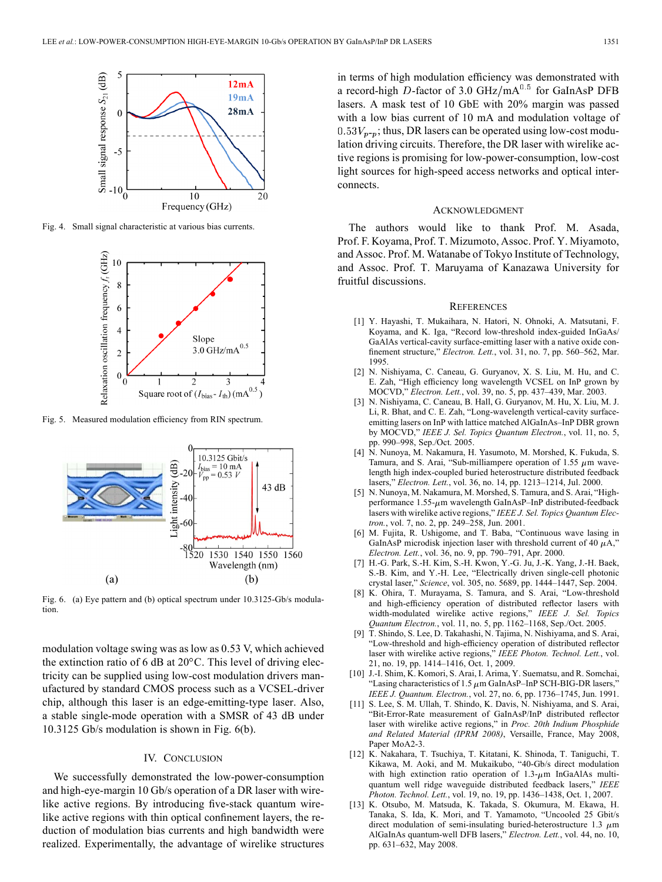Small signal response $S_{21}$ (dB)

5

0

-5

-10

0

10

20

Frequency (GHz)

12mA

19mA

28mA

Fig. 4. Small signal characteristic at various bias currents.

Relaxation oscillation frequency $f_r$ (GHz)

10

8

6

4

2

0

0

1

2

3

4

Square root of ($I_{bias}$ - $I_{th}$) (mA$^{0.5}$)

Slope

3.0 GHz/mA$^{0.5}$

Fig. 5. Measured modulation efficiency from RIN spectrum.

10.3125 Gbit/s

$I_{bias}$ = 10 mA

$V_{pp}$ = 0.53 V

43 dB

Light intensity (dB)

0

-20

-40

-60

-80

1520 1530 1540 1550 1560

Wavelength (nm)

(a)

(b)

Fig. 6. (a) Eye pattern and (b) optical spectrum under 10.3125-Gb/s modulation.

modulation voltage swing was as low as 0.53 V, which achieved the extinction ratio of 6 dB at 20°C. This level of driving electricity can be supplied using low-cost modulation drivers manufactured by standard CMOS process such as a VCSEL-driver chip, although this laser is an edge-emitting-type laser. Also, a stable single-mode operation with a SMSR of 43 dB under 10.3125 Gb/s modulation is shown in Fig. 6(b).

## IV. Conclusion

We successfully demonstrated the low-power-consumption and high-eye-margin 10 Gb/s operation of a DR laser with wirelike active regions. By introducing five-stack quantum wirelike active regions with thin optical confinement layers, the reduction of modulation bias currents and high bandwidth were realized. Experimentally, the advantage of wirelike structures in terms of high modulation efficiency was demonstrated with a record-high $D$-factor of 3.0 GHz/mA$^{0.5}$ for GaInAsP DFB lasers. A mask test of 10 GbE with 20% margin was passed with a low bias current of 10 mA and modulation voltage of $0.53V_{p\text{-}p}$; thus, DR lasers can be operated using low-cost modulation driving circuits. Therefore, the DR laser with wirelike active regions is promising for low-power-consumption, low-cost light sources for high-speed access networks and optical interconnects.

## Acknowledgment

The authors would like to thank Prof. M. Asada, Prof. F. Koyama, Prof. T. Mizumoto, Assoc. Prof. Y. Miyamoto, and Assoc. Prof. M. Watanabe of Tokyo Institute of Technology, and Assoc. Prof. T. Maruyama of Kanazawa University for fruitful discussions.

## References

[1] Y. Hayashi, T. Mukaihara, N. Hatori, N. Ohnoki, A. Matsutani, F. Koyama, and K. Iga, "Record low-threshold index-guided InGaAs/GaAlAs vertical-cavity surface-emitting laser with a native oxide confinement structure," *Electron. Lett.*, vol. 31, no. 7, pp. 560–562, Mar. 1995.

[2] N. Nishiyama, C. Caneau, G. Guryanov, X. S. Liu, M. Hu, and C. E. Zah, "High efficiency long wavelength VCSEL on InP grown by MOCVD," *Electron. Lett.*, vol. 39, no. 5, pp. 437–439, Mar. 2003.

[3] N. Nishiyama, C. Caneau, B. Hall, G. Guryanov, M. Hu, X. Liu, M. Li, R. Bhat, and C. E. Zah, "Long-wavelength vertical-cavity surface-emitting lasers on InP with lattice matched AlGaInAs–InP DBR grown by MOCVD," *IEEE J. Sel. Topics Quantum Electron.*, vol. 11, no. 5, pp. 990–998, Sep./Oct. 2005.

[4] N. Nunoya, M. Nakamura, H. Yasumoto, M. Morshed, K. Fukuda, S. Tamura, and S. Arai, "Sub-milliampere operation of 1.55 $\mu$m wavelength high index-coupled buried heterostructure distributed feedback lasers," *Electron. Lett.*, vol. 36, no. 14, pp. 1213–1214, Jul. 2000.

[5] N. Nunoya, M. Nakamura, M. Morshed, S. Tamura, and S. Arai, "High-performance 1.55-$\mu$m wavelength GaInAsP–InP distributed-feedback lasers with wirelike active regions," *IEEE J. Sel. Topics Quantum Electron.*, vol. 7, no. 2, pp. 249–258, Jun. 2001.

[6] M. Fujita, R. Ushigome, and T. Baba, "Continuous wave lasing in GaInAsP microdisk injection laser with threshold current of 40 $\mu$A," *Electron. Lett.*, vol. 36, no. 9, pp. 790–791, Apr. 2000.

[7] H.-G. Park, S.-H. Kim, S.-H. Kwon, Y.-G. Ju, J.-K. Yang, J.-H. Baek, S.-B. Kim, and Y.-H. Lee, "Electrically driven single-cell photonic crystal laser," *Science*, vol. 305, no. 5689, pp. 1444–1447, Sep. 2004.

[8] K. Ohira, T. Murayama, S. Tamura, and S. Arai, "Low-threshold and high-efficiency operation of distributed reflector lasers with width-modulated wirelike active regions," *IEEE J. Sel. Topics Quantum Electron.*, vol. 11, no. 5, pp. 1162–1168, Sep./Oct. 2005.

[9] T. Shindo, S. Lee, D. Takahashi, N. Tajima, N. Nishiyama, and S. Arai, "Low-threshold and high-efficiency operation of distributed reflector laser with wirelike active regions," *IEEE Photon. Technol. Lett.*, vol. 21, no. 19, pp. 1414–1416, Oct. 1, 2009.

[10] J.-I. Shim, K. Komori, S. Arai, I. Arima, Y. Suematsu, and R. Somchai, "Lasing characteristics of 1.5 $\mu$m GaInAsP–InP SCH-BIG-DR lasers," *IEEE J. Quantum. Electron.*, vol. 27, no. 6, pp. 1736–1745, Jun. 1991.

[11] S. Lee, S. M. Ullah, T. Shindo, K. Davis, N. Nishiyama, and S. Arai, "Bit-Error-Rate measurement of GaInAsP/InP distributed reflector laser with wirelike active regions," in *Proc. 20th Indium Phosphide and Related Material (IPRM 2008)*, Versaille, France, May 2008, Paper MoA2-3.

[12] K. Nakahara, T. Tsuchiya, T. Kitatani, K. Shinoda, T. Taniguchi, T. Kikawa, M. Aoki, and M. Mukaikubo, "40-Gb/s direct modulation with high extinction ratio operation of 1.3-$\mu$m InGaAlAs multiquantum well ridge waveguide distributed feedback lasers," *IEEE Photon. Technol. Lett.*, vol. 19, no. 19, pp. 1436–1438, Oct. 1, 2007.

[13] K. Otsubo, M. Matsuda, K. Takada, S. Okumura, M. Ekawa, H. Tanaka, S. Ida, K. Mori, and T. Yamamoto, "Uncooled 25 Gbit/s direct modulation of semi-insulating buried-heterostructure 1.3 $\mu$m AlGaInAs quantum-well DFB lasers," *Electron. Lett.*, vol. 44, no. 10, pp. 631–632, May 2008.